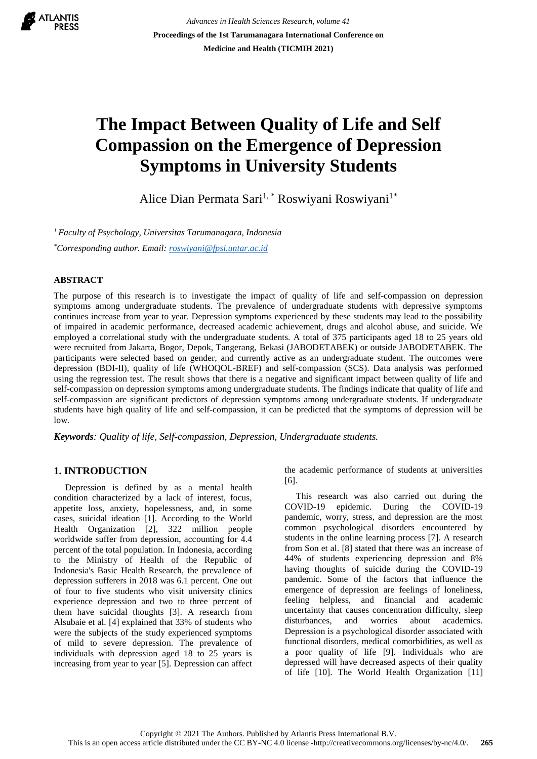# The Impact Between Quality of Life and Self Compassion on the Emergence of Depression Symptoms in University Students

Alice Dian Permata Sari[1,*] Roswiyani Roswiyani[1*]

*[1] Faculty of Psychology, Universitas Tarumanagara, Indonesia*

*[*]Corresponding author. Email: roswiyani@fpsi.untar.ac.id*

## ABSTRACT

The purpose of this research is to investigate the impact of quality of life and self-compassion on depression symptoms among undergraduate students. The prevalence of undergraduate students with depressive symptoms continues increase from year to year. Depression symptoms experienced by these students may lead to the possibility of impaired in academic performance, decreased academic achievement, drugs and alcohol abuse, and suicide. We employed a correlational study with the undergraduate students. A total of 375 participants aged 18 to 25 years old were recruited from Jakarta, Bogor, Depok, Tangerang, Bekasi (JABODETABEK) or outside JABODETABEK. The participants were selected based on gender, and currently active as an undergraduate student. The outcomes were depression (BDI-II), quality of life (WHOQOL-BREF) and self-compassion (SCS). Data analysis was performed using the regression test. The result shows that there is a negative and significant impact between quality of life and self-compassion on depression symptoms among undergraduate students. The findings indicate that quality of life and self-compassion are significant predictors of depression symptoms among undergraduate students. If undergraduate students have high quality of life and self-compassion, it can be predicted that the symptoms of depression will be low.

***Keywords**: Quality of life, Self-compassion, Depression, Undergraduate students.*

## 1. INTRODUCTION

Depression is defined by as a mental health condition characterized by a lack of interest, focus, appetite loss, anxiety, hopelessness, and, in some cases, suicidal ideation [1]. According to the World Health Organization [2], 322 million people worldwide suffer from depression, accounting for 4.4 percent of the total population. In Indonesia, according to the Ministry of Health of the Republic of Indonesia's Basic Health Research, the prevalence of depression sufferers in 2018 was 6.1 percent. One out of four to five students who visit university clinics experience depression and two to three percent of them have suicidal thoughts [3]. A research from Alsubaie et al. [4] explained that 33% of students who were the subjects of the study experienced symptoms of mild to severe depression. The prevalence of individuals with depression aged 18 to 25 years is increasing from year to year [5]. Depression can affect the academic performance of students at universities [6].

This research was also carried out during the COVID-19 epidemic. During the COVID-19 pandemic, worry, stress, and depression are the most common psychological disorders encountered by students in the online learning process [7]. A research from Son et al. [8] stated that there was an increase of 44% of students experiencing depression and 8% having thoughts of suicide during the COVID-19 pandemic. Some of the factors that influence the emergence of depression are feelings of loneliness, feeling helpless, and financial and academic uncertainty that causes concentration difficulty, sleep disturbances, and worries about academics. Depression is a psychological disorder associated with functional disorders, medical comorbidities, as well as a poor quality of life [9]. Individuals who are depressed will have decreased aspects of their quality of life [10]. The World Health Organization [11]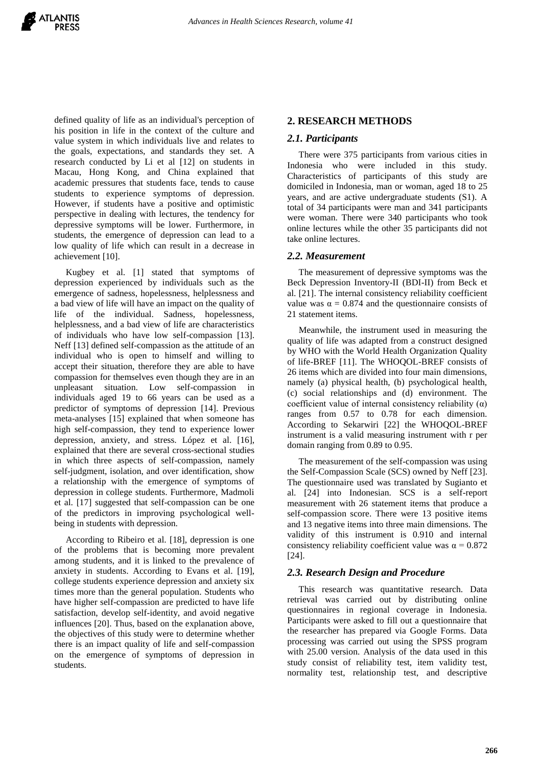defined quality of life as an individual's perception of his position in life in the context of the culture and value system in which individuals live and relates to the goals, expectations, and standards they set. A research conducted by Li et al [12] on students in Macau, Hong Kong, and China explained that academic pressures that students face, tends to cause students to experience symptoms of depression. However, if students have a positive and optimistic perspective in dealing with lectures, the tendency for depressive symptoms will be lower. Furthermore, in students, the emergence of depression can lead to a low quality of life which can result in a decrease in achievement [10].

Kugbey et al. [1] stated that symptoms of depression experienced by individuals such as the emergence of sadness, hopelessness, helplessness and a bad view of life will have an impact on the quality of life of the individual. Sadness, hopelessness, helplessness, and a bad view of life are characteristics of individuals who have low self-compassion [13]. Neff [13] defined self-compassion as the attitude of an individual who is open to himself and willing to accept their situation, therefore they are able to have compassion for themselves even though they are in an unpleasant situation. Low self-compassion in individuals aged 19 to 66 years can be used as a predictor of symptoms of depression [14]. Previous meta-analyses [15] explained that when someone has high self-compassion, they tend to experience lower depression, anxiety, and stress. López et al. [16], explained that there are several cross-sectional studies in which three aspects of self-compassion, namely self-judgment, isolation, and over identification, show a relationship with the emergence of symptoms of depression in college students. Furthermore, Madmoli et al. [17] suggested that self-compassion can be one of the predictors in improving psychological well-being in students with depression.

According to Ribeiro et al. [18], depression is one of the problems that is becoming more prevalent among students, and it is linked to the prevalence of anxiety in students. According to Evans et al. [19], college students experience depression and anxiety six times more than the general population. Students who have higher self-compassion are predicted to have life satisfaction, develop self-identity, and avoid negative influences [20]. Thus, based on the explanation above, the objectives of this study were to determine whether there is an impact quality of life and self-compassion on the emergence of symptoms of depression in students.

## 2. RESEARCH METHODS

### 2.1. Participants

There were 375 participants from various cities in Indonesia who were included in this study. Characteristics of participants of this study are domiciled in Indonesia, man or woman, aged 18 to 25 years, and are active undergraduate students (S1). A total of 34 participants were man and 341 participants were woman. There were 340 participants who took online lectures while the other 35 participants did not take online lectures.

### 2.2. Measurement

The measurement of depressive symptoms was the Beck Depression Inventory-II (BDI-II) from Beck et al. [21]. The internal consistency reliability coefficient value was $\alpha = 0.874$ and the questionnaire consists of 21 statement items.

Meanwhile, the instrument used in measuring the quality of life was adapted from a construct designed by WHO with the World Health Organization Quality of life-BREF [11]. The WHOQOL-BREF consists of 26 items which are divided into four main dimensions, namely (a) physical health, (b) psychological health, (c) social relationships and (d) environment. The coefficient value of internal consistency reliability ($\alpha$) ranges from 0.57 to 0.78 for each dimension. According to Sekarwiri [22] the WHOQOL-BREF instrument is a valid measuring instrument with r per domain ranging from 0.89 to 0.95.

The measurement of the self-compassion was using the Self-Compassion Scale (SCS) owned by Neff [23]. The questionnaire used was translated by Sugianto et al. [24] into Indonesian. SCS is a self-report measurement with 26 statement items that produce a self-compassion score. There were 13 positive items and 13 negative items into three main dimensions. The validity of this instrument is 0.910 and internal consistency reliability coefficient value was $\alpha = 0.872$ [24].

### 2.3. Research Design and Procedure

This research was quantitative research. Data retrieval was carried out by distributing online questionnaires in regional coverage in Indonesia. Participants were asked to fill out a questionnaire that the researcher has prepared via Google Forms. Data processing was carried out using the SPSS program with 25.00 version. Analysis of the data used in this study consist of reliability test, item validity test, normality test, relationship test, and descriptive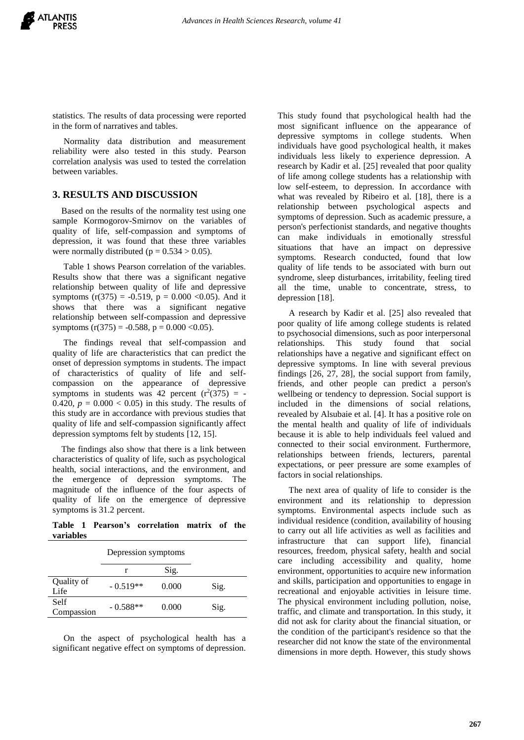statistics. The results of data processing were reported in the form of narratives and tables.

Normality data distribution and measurement reliability were also tested in this study. Pearson correlation analysis was used to tested the correlation between variables.

## 3. RESULTS AND DISCUSSION

Based on the results of the normality test using one sample Kormogorov-Smirnov on the variables of quality of life, self-compassion and symptoms of depression, it was found that these three variables were normally distributed ($p = 0.534 > 0.05$).

Table 1 shows Pearson correlation of the variables. Results show that there was a significant negative relationship between quality of life and depressive symptoms ($r(375) = -0.519$, $p = 0.000 < 0.05$). And it shows that there was a significant negative relationship between self-compassion and depressive symptoms ($r(375) = -0.588$, $p = 0.000 < 0.05$).

The findings reveal that self-compassion and quality of life are characteristics that can predict the onset of depression symptoms in students. The impact of characteristics of quality of life and self-compassion on the appearance of depressive symptoms in students was 42 percent ($r^2(375) = -0.420$, $p = 0.000 < 0.05$) in this study. The results of this study are in accordance with previous studies that quality of life and self-compassion significantly affect depression symptoms felt by students [12, 15].

The findings also show that there is a link between characteristics of quality of life, such as psychological health, social interactions, and the environment, and the emergence of depression symptoms. The magnitude of the influence of the four aspects of quality of life on the emergence of depressive symptoms is 31.2 percent.

**Table 1 Pearson's correlation matrix of the variables**

| | Depression symptoms | | |
|---|---|---|---|
| | r | Sig. | |
| Quality of Life | - 0.519** | 0.000 | Sig. |
| Self Compassion | - 0.588** | 0.000 | Sig. |

On the aspect of psychological health has a significant negative effect on symptoms of depression. This study found that psychological health had the most significant influence on the appearance of depressive symptoms in college students. When individuals have good psychological health, it makes individuals less likely to experience depression. A research by Kadir et al. [25] revealed that poor quality of life among college students has a relationship with low self-esteem, to depression. In accordance with what was revealed by Ribeiro et al. [18], there is a relationship between psychological aspects and symptoms of depression. Such as academic pressure, a person's perfectionist standards, and negative thoughts can make individuals in emotionally stressful situations that have an impact on depressive symptoms. Research conducted, found that low quality of life tends to be associated with burn out syndrome, sleep disturbances, irritability, feeling tired all the time, unable to concentrate, stress, to depression [18].

A research by Kadir et al. [25] also revealed that poor quality of life among college students is related to psychosocial dimensions, such as poor interpersonal relationships. This study found that social relationships have a negative and significant effect on depressive symptoms. In line with several previous findings [26, 27, 28], the social support from family, friends, and other people can predict a person's wellbeing or tendency to depression. Social support is included in the dimensions of social relations, revealed by Alsubaie et al. [4]. It has a positive role on the mental health and quality of life of individuals because it is able to help individuals feel valued and connected to their social environment. Furthermore, relationships between friends, lecturers, parental expectations, or peer pressure are some examples of factors in social relationships.

The next area of quality of life to consider is the environment and its relationship to depression symptoms. Environmental aspects include such as individual residence (condition, availability of housing to carry out all life activities as well as facilities and infrastructure that can support life), financial resources, freedom, physical safety, health and social care including accessibility and quality, home environment, opportunities to acquire new information and skills, participation and opportunities to engage in recreational and enjoyable activities in leisure time. The physical environment including pollution, noise, traffic, and climate and transportation. In this study, it did not ask for clarity about the financial situation, or the condition of the participant's residence so that the researcher did not know the state of the environmental dimensions in more depth. However, this study shows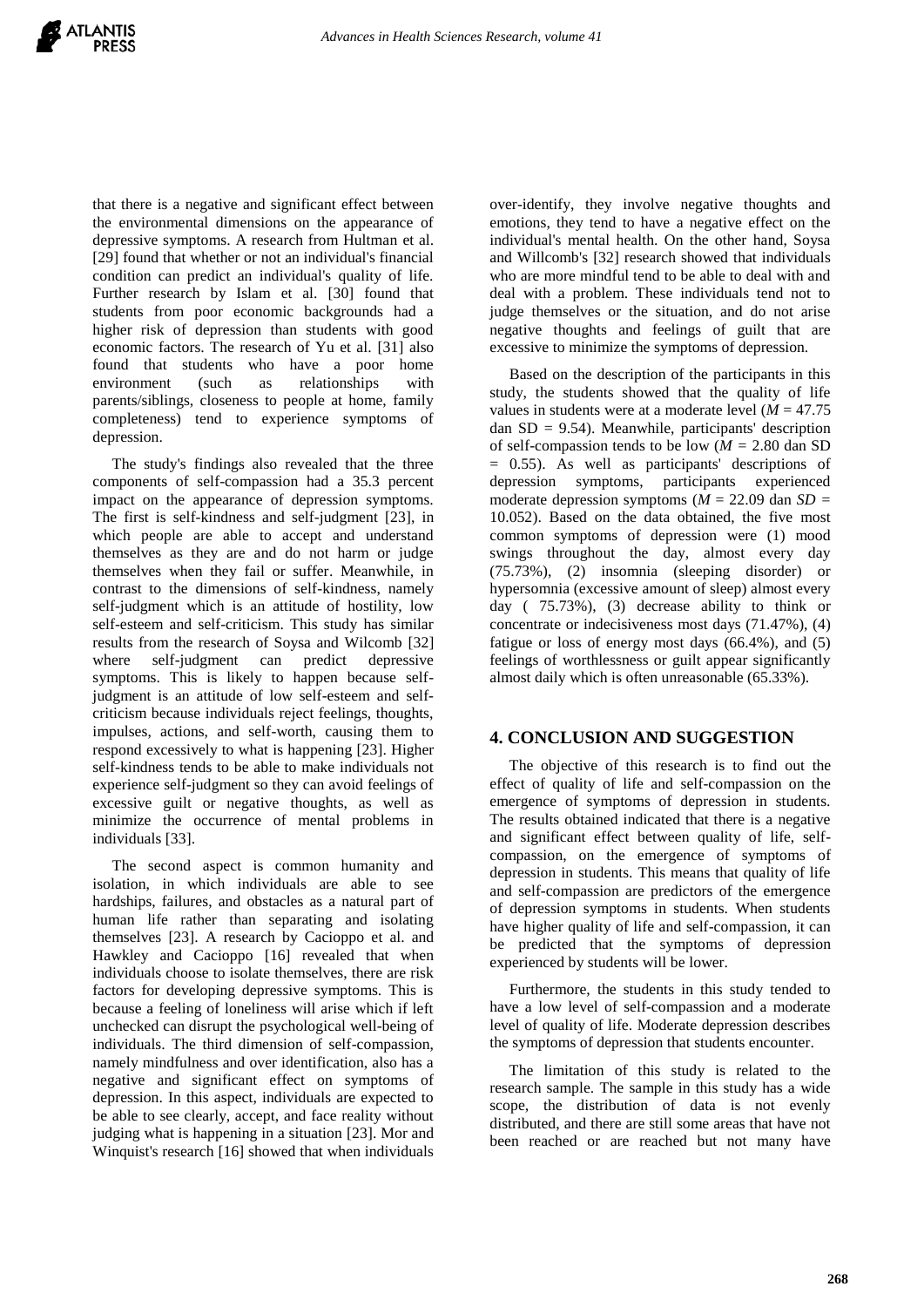that there is a negative and significant effect between the environmental dimensions on the appearance of depressive symptoms. A research from Hultman et al. [29] found that whether or not an individual's financial condition can predict an individual's quality of life. Further research by Islam et al. [30] found that students from poor economic backgrounds had a higher risk of depression than students with good economic factors. The research of Yu et al. [31] also found that students who have a poor home environment (such as relationships with parents/siblings, closeness to people at home, family completeness) tend to experience symptoms of depression.

The study's findings also revealed that the three components of self-compassion had a 35.3 percent impact on the appearance of depression symptoms. The first is self-kindness and self-judgment [23], in which people are able to accept and understand themselves as they are and do not harm or judge themselves when they fail or suffer. Meanwhile, in contrast to the dimensions of self-kindness, namely self-judgment which is an attitude of hostility, low self-esteem and self-criticism. This study has similar results from the research of Soysa and Wilcomb [32] where self-judgment can predict depressive symptoms. This is likely to happen because self-judgment is an attitude of low self-esteem and self-criticism because individuals reject feelings, thoughts, impulses, actions, and self-worth, causing them to respond excessively to what is happening [23]. Higher self-kindness tends to be able to make individuals not experience self-judgment so they can avoid feelings of excessive guilt or negative thoughts, as well as minimize the occurrence of mental problems in individuals [33].

The second aspect is common humanity and isolation, in which individuals are able to see hardships, failures, and obstacles as a natural part of human life rather than separating and isolating themselves [23]. A research by Cacioppo et al. and Hawkley and Cacioppo [16] revealed that when individuals choose to isolate themselves, there are risk factors for developing depressive symptoms. This is because a feeling of loneliness will arise which if left unchecked can disrupt the psychological well-being of individuals. The third dimension of self-compassion, namely mindfulness and over identification, also has a negative and significant effect on symptoms of depression. In this aspect, individuals are expected to be able to see clearly, accept, and face reality without judging what is happening in a situation [23]. Mor and Winquist's research [16] showed that when individuals over-identify, they involve negative thoughts and emotions, they tend to have a negative effect on the individual's mental health. On the other hand, Soysa and Willcomb's [32] research showed that individuals who are more mindful tend to be able to deal with and deal with a problem. These individuals tend not to judge themselves or the situation, and do not arise negative thoughts and feelings of guilt that are excessive to minimize the symptoms of depression.

Based on the description of the participants in this study, the students showed that the quality of life values in students were at a moderate level ($M$ = 47.75 dan SD = 9.54). Meanwhile, participants' description of self-compassion tends to be low ($M$ = 2.80 dan SD = 0.55). As well as participants' descriptions of depression symptoms, participants experienced moderate depression symptoms ($M$ = 22.09 dan $SD$ = 10.052). Based on the data obtained, the five most common symptoms of depression were (1) mood swings throughout the day, almost every day (75.73%), (2) insomnia (sleeping disorder) or hypersomnia (excessive amount of sleep) almost every day ( 75.73%), (3) decrease ability to think or concentrate or indecisiveness most days (71.47%), (4) fatigue or loss of energy most days (66.4%), and (5) feelings of worthlessness or guilt appear significantly almost daily which is often unreasonable (65.33%).

## 4. CONCLUSION AND SUGGESTION

The objective of this research is to find out the effect of quality of life and self-compassion on the emergence of symptoms of depression in students. The results obtained indicated that there is a negative and significant effect between quality of life, self-compassion, on the emergence of symptoms of depression in students. This means that quality of life and self-compassion are predictors of the emergence of depression symptoms in students. When students have higher quality of life and self-compassion, it can be predicted that the symptoms of depression experienced by students will be lower.

Furthermore, the students in this study tended to have a low level of self-compassion and a moderate level of quality of life. Moderate depression describes the symptoms of depression that students encounter.

The limitation of this study is related to the research sample. The sample in this study has a wide scope, the distribution of data is not evenly distributed, and there are still some areas that have not been reached or are reached but not many have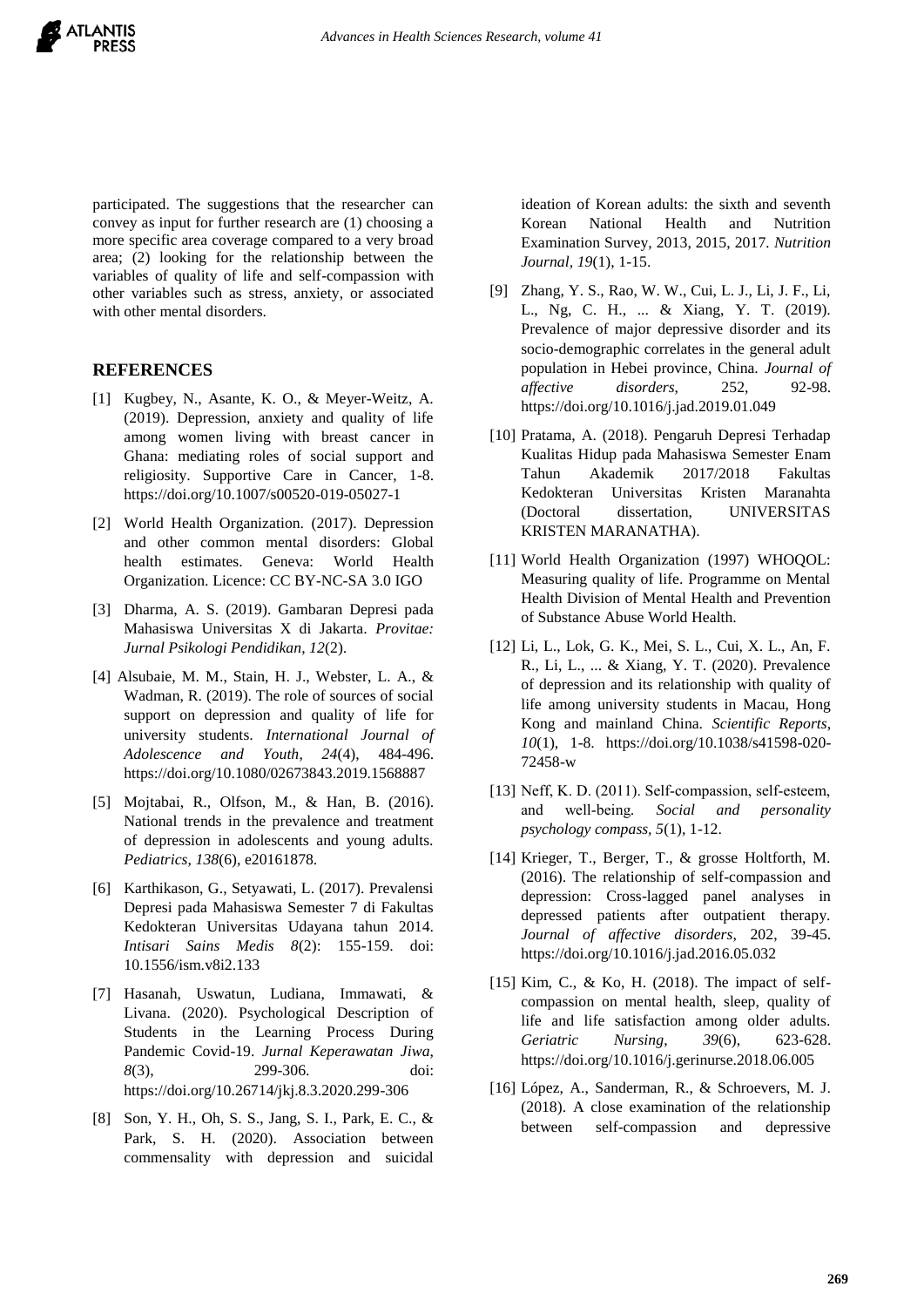participated. The suggestions that the researcher can convey as input for further research are (1) choosing a more specific area coverage compared to a very broad area; (2) looking for the relationship between the variables of quality of life and self-compassion with other variables such as stress, anxiety, or associated with other mental disorders.

## REFERENCES

[1] Kugbey, N., Asante, K. O., & Meyer-Weitz, A. (2019). Depression, anxiety and quality of life among women living with breast cancer in Ghana: mediating roles of social support and religiosity. Supportive Care in Cancer, 1-8. https://doi.org/10.1007/s00520-019-05027-1

[2] World Health Organization. (2017). Depression and other common mental disorders: Global health estimates. Geneva: World Health Organization. Licence: CC BY-NC-SA 3.0 IGO

[3] Dharma, A. S. (2019). Gambaran Depresi pada Mahasiswa Universitas X di Jakarta. *Provitae: Jurnal Psikologi Pendidikan*, *12*(2).

[4] Alsubaie, M. M., Stain, H. J., Webster, L. A., & Wadman, R. (2019). The role of sources of social support on depression and quality of life for university students. *International Journal of Adolescence and Youth*, *24*(4), 484-496. https://doi.org/10.1080/02673843.2019.1568887

[5] Mojtabai, R., Olfson, M., & Han, B. (2016). National trends in the prevalence and treatment of depression in adolescents and young adults. *Pediatrics*, *138*(6), e20161878.

[6] Karthikason, G., Setyawati, L. (2017). Prevalensi Depresi pada Mahasiswa Semester 7 di Fakultas Kedokteran Universitas Udayana tahun 2014. *Intisari Sains Medis 8*(2): 155-159. doi: 10.1556/ism.v8i2.133

[7] Hasanah, Uswatun, Ludiana, Immawati, & Livana. (2020). Psychological Description of Students in the Learning Process During Pandemic Covid-19. *Jurnal Keperawatan Jiwa*, *8*(3), 299-306. doi: https://doi.org/10.26714/jkj.8.3.2020.299-306

[8] Son, Y. H., Oh, S. S., Jang, S. I., Park, E. C., & Park, S. H. (2020). Association between commensality with depression and suicidal ideation of Korean adults: the sixth and seventh Korean National Health and Nutrition Examination Survey, 2013, 2015, 2017. *Nutrition Journal*, *19*(1), 1-15.

[9] Zhang, Y. S., Rao, W. W., Cui, L. J., Li, J. F., Li, L., Ng, C. H., ... & Xiang, Y. T. (2019). Prevalence of major depressive disorder and its socio-demographic correlates in the general adult population in Hebei province, China. *Journal of affective disorders*, 252, 92-98. https://doi.org/10.1016/j.jad.2019.01.049

[10] Pratama, A. (2018). Pengaruh Depresi Terhadap Kualitas Hidup pada Mahasiswa Semester Enam Tahun Akademik 2017/2018 Fakultas Kedokteran Universitas Kristen Maranahta (Doctoral dissertation, UNIVERSITAS KRISTEN MARANATHA).

[11] World Health Organization (1997) WHOQOL: Measuring quality of life. Programme on Mental Health Division of Mental Health and Prevention of Substance Abuse World Health.

[12] Li, L., Lok, G. K., Mei, S. L., Cui, X. L., An, F. R., Li, L., ... & Xiang, Y. T. (2020). Prevalence of depression and its relationship with quality of life among university students in Macau, Hong Kong and mainland China. *Scientific Reports*, *10*(1), 1-8. https://doi.org/10.1038/s41598-020-72458-w

[13] Neff, K. D. (2011). Self-compassion, self-esteem, and well-being. *Social and personality psychology compass*, *5*(1), 1-12.

[14] Krieger, T., Berger, T., & grosse Holtforth, M. (2016). The relationship of self-compassion and depression: Cross-lagged panel analyses in depressed patients after outpatient therapy. *Journal of affective disorders*, 202, 39-45. https://doi.org/10.1016/j.jad.2016.05.032

[15] Kim, C., & Ko, H. (2018). The impact of self-compassion on mental health, sleep, quality of life and life satisfaction among older adults. *Geriatric Nursing*, *39*(6), 623-628. https://doi.org/10.1016/j.gerinurse.2018.06.005

[16] López, A., Sanderman, R., & Schroevers, M. J. (2018). A close examination of the relationship between self-compassion and depressive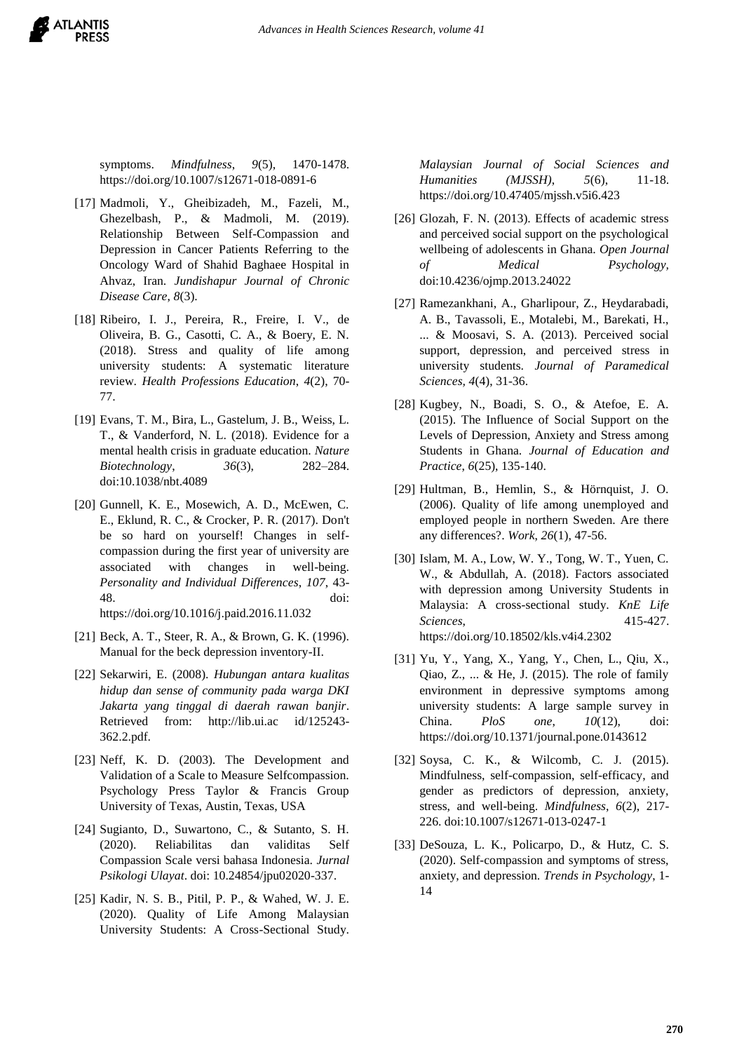symptoms. *Mindfulness*, *9*(5), 1470-1478. https://doi.org/10.1007/s12671-018-0891-6

[17] Madmoli, Y., Gheibizadeh, M., Fazeli, M., Ghezelbash, P., & Madmoli, M. (2019). Relationship Between Self-Compassion and Depression in Cancer Patients Referring to the Oncology Ward of Shahid Baghaee Hospital in Ahvaz, Iran. *Jundishapur Journal of Chronic Disease Care*, *8*(3).

[18] Ribeiro, I. J., Pereira, R., Freire, I. V., de Oliveira, B. G., Casotti, C. A., & Boery, E. N. (2018). Stress and quality of life among university students: A systematic literature review. *Health Professions Education*, *4*(2), 70-77.

[19] Evans, T. M., Bira, L., Gastelum, J. B., Weiss, L. T., & Vanderford, N. L. (2018). Evidence for a mental health crisis in graduate education. *Nature Biotechnology*, *36*(3), 282–284. doi:10.1038/nbt.4089

[20] Gunnell, K. E., Mosewich, A. D., McEwen, C. E., Eklund, R. C., & Crocker, P. R. (2017). Don't be so hard on yourself! Changes in self-compassion during the first year of university are associated with changes in well-being. *Personality and Individual Differences*, *107*, 43-48. doi: https://doi.org/10.1016/j.paid.2016.11.032

[21] Beck, A. T., Steer, R. A., & Brown, G. K. (1996). Manual for the beck depression inventory-II.

[22] Sekarwiri, E. (2008). *Hubungan antara kualitas hidup dan sense of community pada warga DKI Jakarta yang tinggal di daerah rawan banjir*. Retrieved from: http://lib.ui.ac id/125243-362.2.pdf.

[23] Neff, K. D. (2003). The Development and Validation of a Scale to Measure Selfcompassion. Psychology Press Taylor & Francis Group University of Texas, Austin, Texas, USA

[24] Sugianto, D., Suwartono, C., & Sutanto, S. H. (2020). Reliabilitas dan validitas Self Compassion Scale versi bahasa Indonesia. *Jurnal Psikologi Ulayat*. doi: 10.24854/jpu02020-337.

[25] Kadir, N. S. B., Pitil, P. P., & Wahed, W. J. E. (2020). Quality of Life Among Malaysian University Students: A Cross-Sectional Study. *Malaysian Journal of Social Sciences and Humanities (MJSSH)*, *5*(6), 11-18. https://doi.org/10.47405/mjssh.v5i6.423

[26] Glozah, F. N. (2013). Effects of academic stress and perceived social support on the psychological wellbeing of adolescents in Ghana. *Open Journal of Medical Psychology*, doi:10.4236/ojmp.2013.24022

[27] Ramezankhani, A., Gharlipour, Z., Heydarabadi, A. B., Tavassoli, E., Motalebi, M., Barekati, H., ... & Moosavi, S. A. (2013). Perceived social support, depression, and perceived stress in university students. *Journal of Paramedical Sciences*, *4*(4), 31-36.

[28] Kugbey, N., Boadi, S. O., & Atefoe, E. A. (2015). The Influence of Social Support on the Levels of Depression, Anxiety and Stress among Students in Ghana. *Journal of Education and Practice*, *6*(25), 135-140.

[29] Hultman, B., Hemlin, S., & Hörnquist, J. O. (2006). Quality of life among unemployed and employed people in northern Sweden. Are there any differences?. *Work*, *26*(1), 47-56.

[30] Islam, M. A., Low, W. Y., Tong, W. T., Yuen, C. W., & Abdullah, A. (2018). Factors associated with depression among University Students in Malaysia: A cross-sectional study. *KnE Life Sciences*, 415-427. https://doi.org/10.18502/kls.v4i4.2302

[31] Yu, Y., Yang, X., Yang, Y., Chen, L., Qiu, X., Qiao, Z., ... & He, J. (2015). The role of family environment in depressive symptoms among university students: A large sample survey in China. *PloS one*, *10*(12), doi: https://doi.org/10.1371/journal.pone.0143612

[32] Soysa, C. K., & Wilcomb, C. J. (2015). Mindfulness, self-compassion, self-efficacy, and gender as predictors of depression, anxiety, stress, and well-being. *Mindfulness*, *6*(2), 217-226. doi:10.1007/s12671-013-0247-1

[33] DeSouza, L. K., Policarpo, D., & Hutz, C. S. (2020). Self-compassion and symptoms of stress, anxiety, and depression. *Trends in Psychology*, 1-14